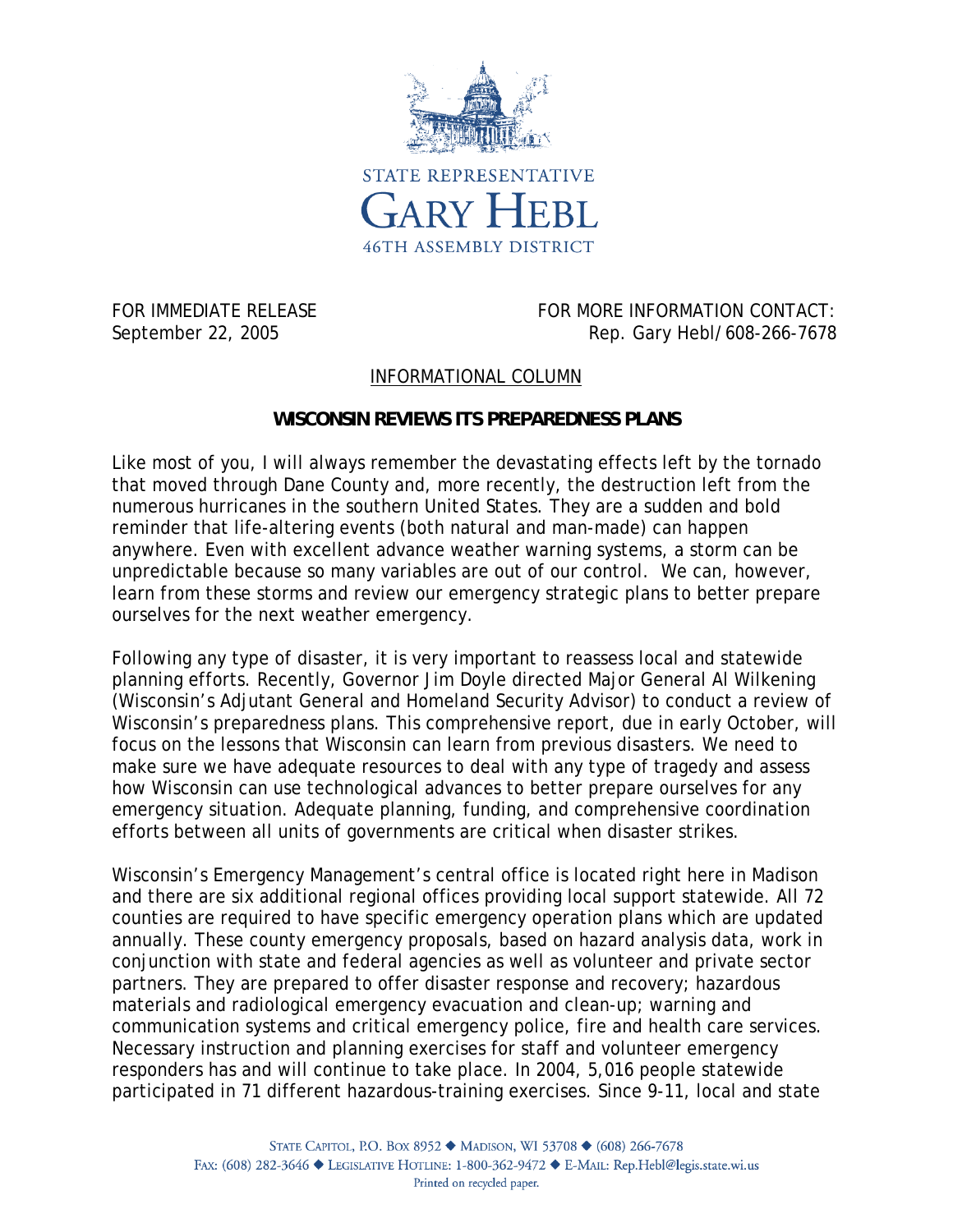STATE REPRESENTATIVE
GARY HEBL
46TH ASSEMBLY DISTRICT

FOR IMMEDIATE RELEASE
September 22, 2005

FOR MORE INFORMATION CONTACT:
Rep. Gary Hebl/608-266-7678

INFORMATIONAL COLUMN

**WISCONSIN REVIEWS ITS PREPAREDNESS PLANS**

Like most of you, I will always remember the devastating effects left by the tornado that moved through Dane County and, more recently, the destruction left from the numerous hurricanes in the southern United States. They are a sudden and bold reminder that life-altering events (both natural and man-made) can happen anywhere. Even with excellent advance weather warning systems, a storm can be unpredictable because so many variables are out of our control. We can, however, learn from these storms and review our emergency strategic plans to better prepare ourselves for the next weather emergency.

Following any type of disaster, it is very important to reassess local and statewide planning efforts. Recently, Governor Jim Doyle directed Major General Al Wilkening (Wisconsin's Adjutant General and Homeland Security Advisor) to conduct a review of Wisconsin's preparedness plans. This comprehensive report, due in early October, will focus on the lessons that Wisconsin can learn from previous disasters. We need to make sure we have adequate resources to deal with any type of tragedy and assess how Wisconsin can use technological advances to better prepare ourselves for any emergency situation. Adequate planning, funding, and comprehensive coordination efforts between all units of governments are critical when disaster strikes.

Wisconsin's Emergency Management's central office is located right here in Madison and there are six additional regional offices providing local support statewide. All 72 counties are required to have specific emergency operation plans which are updated annually. These county emergency proposals, based on hazard analysis data, work in conjunction with state and federal agencies as well as volunteer and private sector partners. They are prepared to offer disaster response and recovery; hazardous materials and radiological emergency evacuation and clean-up; warning and communication systems and critical emergency police, fire and health care services. Necessary instruction and planning exercises for staff and volunteer emergency responders has and will continue to take place. In 2004, 5,016 people statewide participated in 71 different hazardous-training exercises. Since 9-11, local and state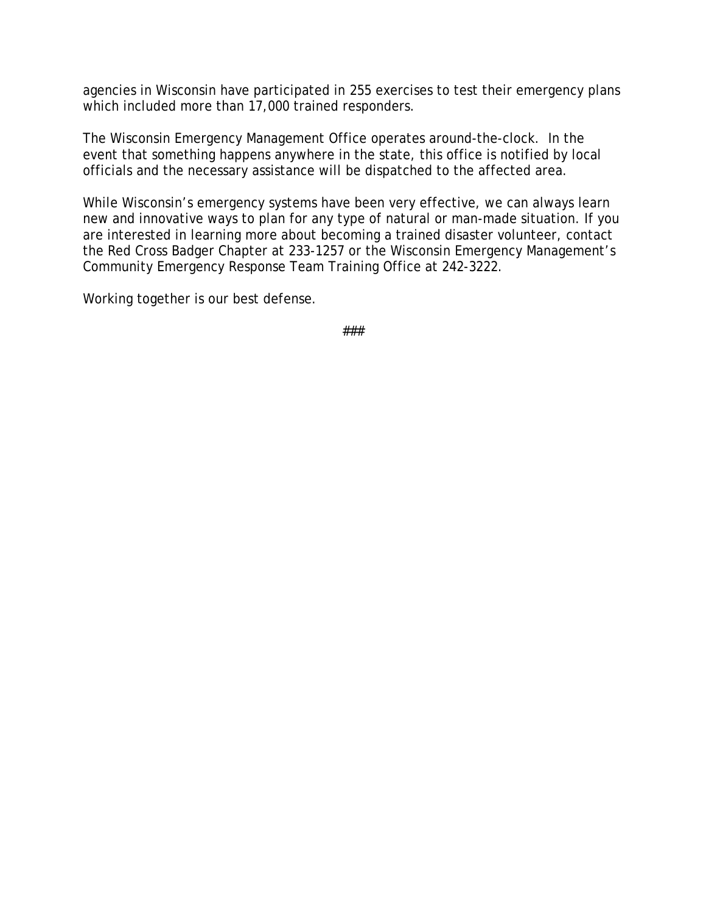agencies in Wisconsin have participated in 255 exercises to test their emergency plans which included more than 17,000 trained responders.

The Wisconsin Emergency Management Office operates around-the-clock. In the event that something happens anywhere in the state, this office is notified by local officials and the necessary assistance will be dispatched to the affected area.

While Wisconsin's emergency systems have been very effective, we can always learn new and innovative ways to plan for any type of natural or man-made situation. If you are interested in learning more about becoming a trained disaster volunteer, contact the Red Cross Badger Chapter at 233-1257 or the Wisconsin Emergency Management's Community Emergency Response Team Training Office at 242-3222.

Working together is our best defense.

###